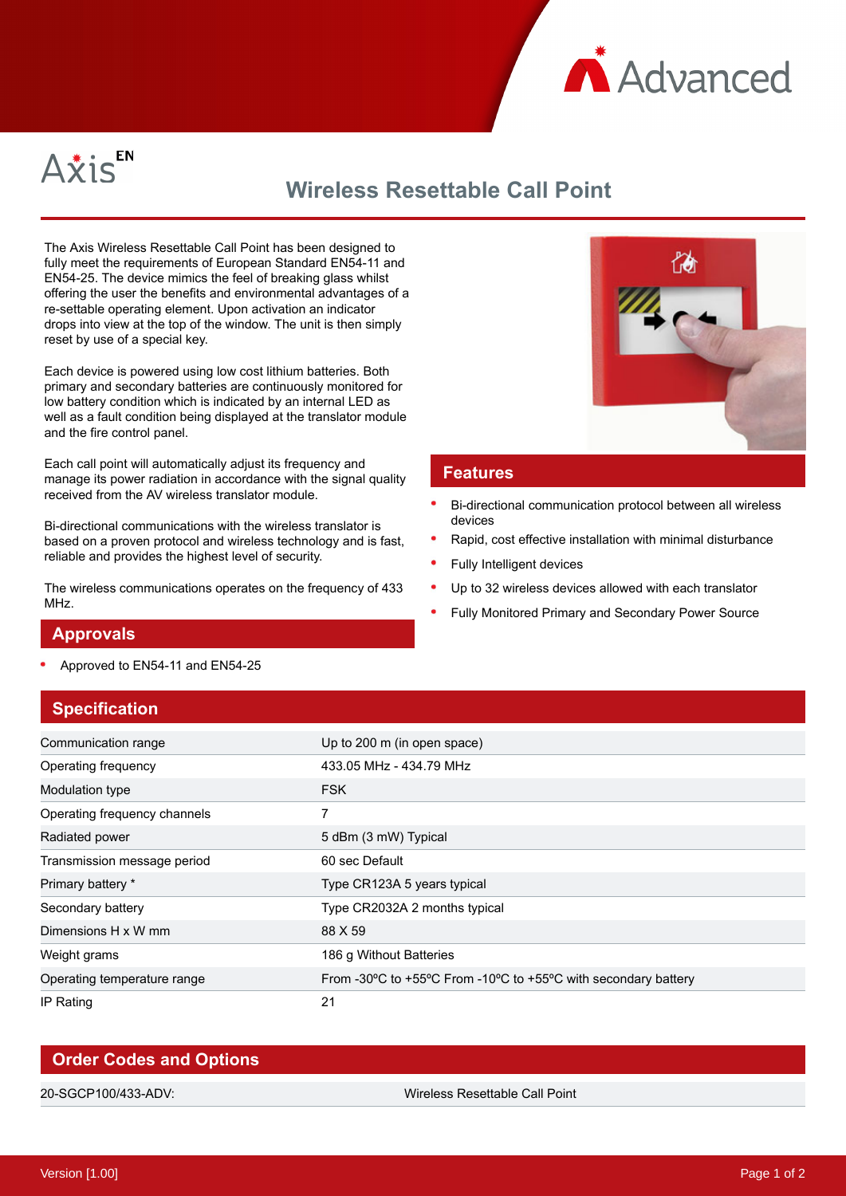Advanced

Axis EN

# Wireless Resettable Call Point

The Axis Wireless Resettable Call Point has been designed to fully meet the requirements of European Standard EN54-11 and EN54-25. The device mimics the feel of breaking glass whilst offering the user the benefits and environmental advantages of a re-settable operating element. Upon activation an indicator drops into view at the top of the window. The unit is then simply reset by use of a special key.

Each device is powered using low cost lithium batteries. Both primary and secondary batteries are continuously monitored for low battery condition which is indicated by an internal LED as well as a fault condition being displayed at the translator module and the fire control panel.

Each call point will automatically adjust its frequency and manage its power radiation in accordance with the signal quality received from the AV wireless translator module.

Bi-directional communications with the wireless translator is based on a proven protocol and wireless technology and is fast, reliable and provides the highest level of security.

The wireless communications operates on the frequency of 433 MHz.

## Approvals

- Approved to EN54-11 and EN54-25

## Features

- Bi-directional communication protocol between all wireless devices
- Rapid, cost effective installation with minimal disturbance
- Fully Intelligent devices
- Up to 32 wireless devices allowed with each translator
- Fully Monitored Primary and Secondary Power Source

## Specification

| | |
|---|---|
| Communication range | Up to 200 m (in open space) |
| Operating frequency | 433.05 MHz - 434.79 MHz |
| Modulation type | FSK |
| Operating frequency channels | 7 |
| Radiated power | 5 dBm (3 mW) Typical |
| Transmission message period | 60 sec Default |
| Primary battery * | Type CR123A 5 years typical |
| Secondary battery | Type CR2032A 2 months typical |
| Dimensions H x W mm | 88 X 59 |
| Weight grams | 186 g Without Batteries |
| Operating temperature range | From -30ºC to +55ºC From -10ºC to +55ºC with secondary battery |
| IP Rating | 21 |

## Order Codes and Options

| | |
|---|---|
| 20-SGCP100/433-ADV: | Wireless Resettable Call Point |

Version [1.00]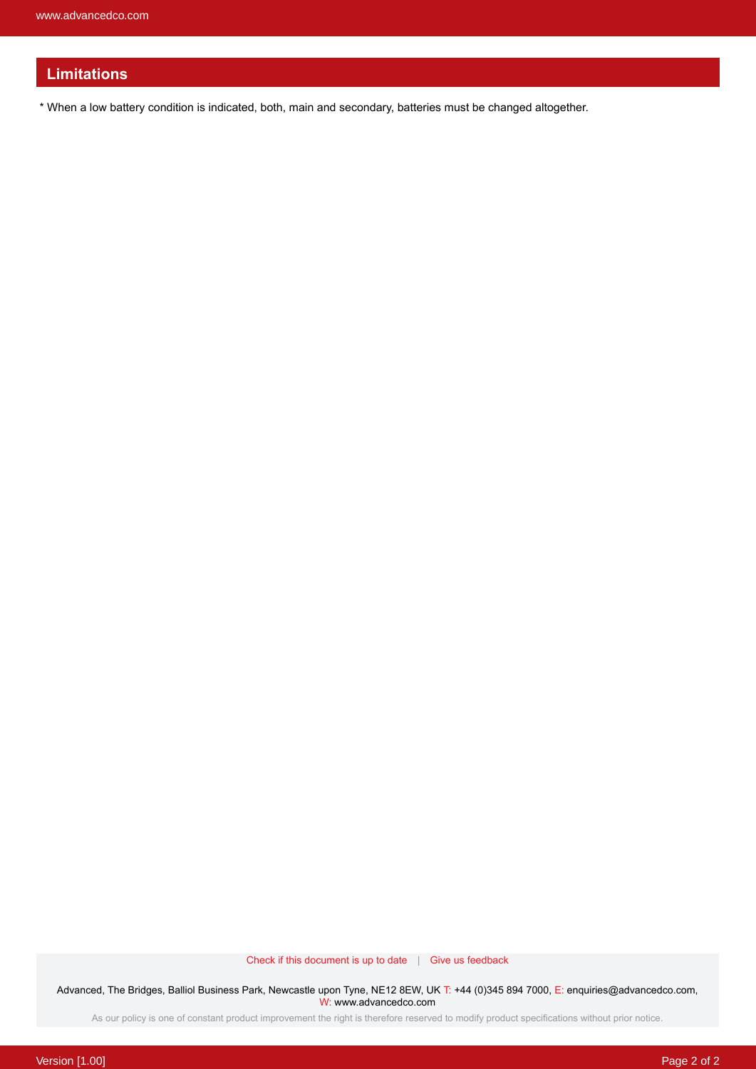## Limitations

* When a low battery condition is indicated, both, main and secondary, batteries must be changed altogether.

Check if this document is up to date | Give us feedback

Advanced, The Bridges, Balliol Business Park, Newcastle upon Tyne, NE12 8EW, UK T: +44 (0)345 894 7000, E: enquiries@advancedco.com, W: www.advancedco.com

As our policy is one of constant product improvement the right is therefore reserved to modify product specifications without prior notice.

Version [1.00]